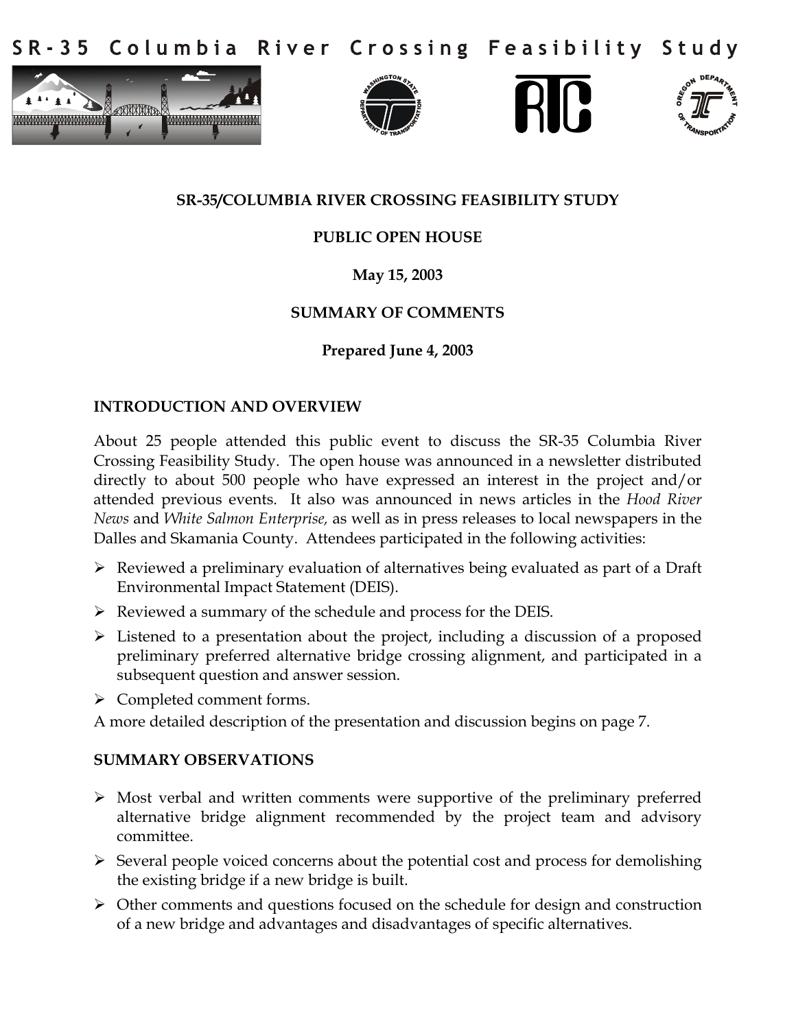# SR-35 Columbia River Crossing Feasibility Study

**SR-35/COLUMBIA RIVER CROSSING FEASIBILITY STUDY**

**PUBLIC OPEN HOUSE**

**May 15, 2003**

**SUMMARY OF COMMENTS**

**Prepared June 4, 2003**

## INTRODUCTION AND OVERVIEW

About 25 people attended this public event to discuss the SR-35 Columbia River Crossing Feasibility Study. The open house was announced in a newsletter distributed directly to about 500 people who have expressed an interest in the project and/or attended previous events. It also was announced in news articles in the *Hood River News* and *White Salmon Enterprise,* as well as in press releases to local newspapers in the Dalles and Skamania County. Attendees participated in the following activities:

- Reviewed a preliminary evaluation of alternatives being evaluated as part of a Draft Environmental Impact Statement (DEIS).
- Reviewed a summary of the schedule and process for the DEIS.
- Listened to a presentation about the project, including a discussion of a proposed preliminary preferred alternative bridge crossing alignment, and participated in a subsequent question and answer session.
- Completed comment forms.

A more detailed description of the presentation and discussion begins on page 7.

## SUMMARY OBSERVATIONS

- Most verbal and written comments were supportive of the preliminary preferred alternative bridge alignment recommended by the project team and advisory committee.
- Several people voiced concerns about the potential cost and process for demolishing the existing bridge if a new bridge is built.
- Other comments and questions focused on the schedule for design and construction of a new bridge and advantages and disadvantages of specific alternatives.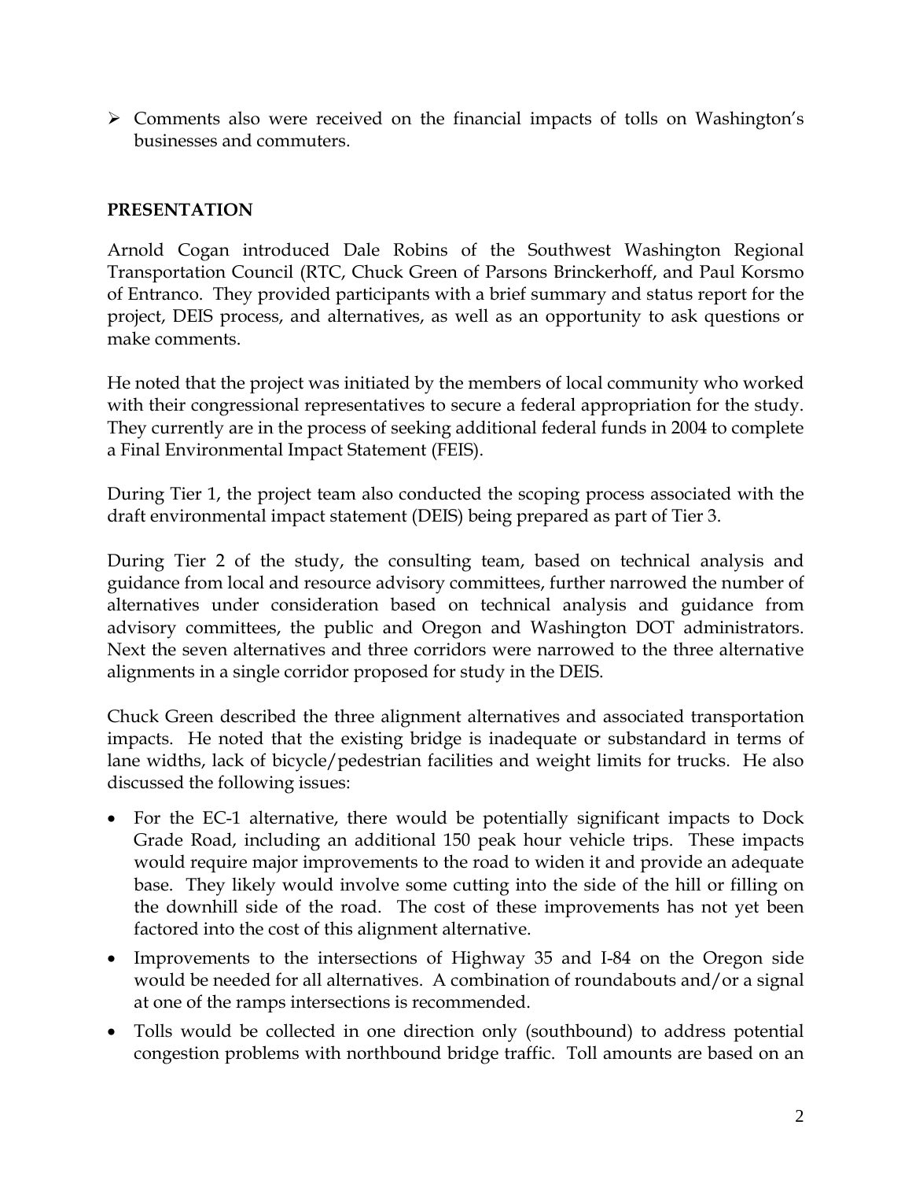- Comments also were received on the financial impacts of tolls on Washington's businesses and commuters.

**PRESENTATION**

Arnold Cogan introduced Dale Robins of the Southwest Washington Regional Transportation Council (RTC, Chuck Green of Parsons Brinckerhoff, and Paul Korsmo of Entranco. They provided participants with a brief summary and status report for the project, DEIS process, and alternatives, as well as an opportunity to ask questions or make comments.

He noted that the project was initiated by the members of local community who worked with their congressional representatives to secure a federal appropriation for the study. They currently are in the process of seeking additional federal funds in 2004 to complete a Final Environmental Impact Statement (FEIS).

During Tier 1, the project team also conducted the scoping process associated with the draft environmental impact statement (DEIS) being prepared as part of Tier 3.

During Tier 2 of the study, the consulting team, based on technical analysis and guidance from local and resource advisory committees, further narrowed the number of alternatives under consideration based on technical analysis and guidance from advisory committees, the public and Oregon and Washington DOT administrators. Next the seven alternatives and three corridors were narrowed to the three alternative alignments in a single corridor proposed for study in the DEIS.

Chuck Green described the three alignment alternatives and associated transportation impacts. He noted that the existing bridge is inadequate or substandard in terms of lane widths, lack of bicycle/pedestrian facilities and weight limits for trucks. He also discussed the following issues:

- For the EC-1 alternative, there would be potentially significant impacts to Dock Grade Road, including an additional 150 peak hour vehicle trips. These impacts would require major improvements to the road to widen it and provide an adequate base. They likely would involve some cutting into the side of the hill or filling on the downhill side of the road. The cost of these improvements has not yet been factored into the cost of this alignment alternative.
- Improvements to the intersections of Highway 35 and I-84 on the Oregon side would be needed for all alternatives. A combination of roundabouts and/or a signal at one of the ramps intersections is recommended.
- Tolls would be collected in one direction only (southbound) to address potential congestion problems with northbound bridge traffic. Toll amounts are based on an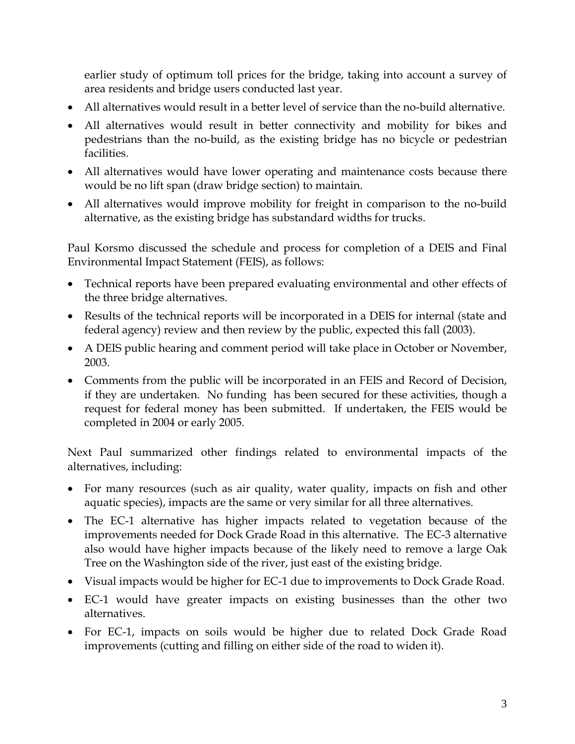earlier study of optimum toll prices for the bridge, taking into account a survey of area residents and bridge users conducted last year.

- All alternatives would result in a better level of service than the no-build alternative.
- All alternatives would result in better connectivity and mobility for bikes and pedestrians than the no-build, as the existing bridge has no bicycle or pedestrian facilities.
- All alternatives would have lower operating and maintenance costs because there would be no lift span (draw bridge section) to maintain.
- All alternatives would improve mobility for freight in comparison to the no-build alternative, as the existing bridge has substandard widths for trucks.

Paul Korsmo discussed the schedule and process for completion of a DEIS and Final Environmental Impact Statement (FEIS), as follows:

- Technical reports have been prepared evaluating environmental and other effects of the three bridge alternatives.
- Results of the technical reports will be incorporated in a DEIS for internal (state and federal agency) review and then review by the public, expected this fall (2003).
- A DEIS public hearing and comment period will take place in October or November, 2003.
- Comments from the public will be incorporated in an FEIS and Record of Decision, if they are undertaken. No funding has been secured for these activities, though a request for federal money has been submitted. If undertaken, the FEIS would be completed in 2004 or early 2005.

Next Paul summarized other findings related to environmental impacts of the alternatives, including:

- For many resources (such as air quality, water quality, impacts on fish and other aquatic species), impacts are the same or very similar for all three alternatives.
- The EC-1 alternative has higher impacts related to vegetation because of the improvements needed for Dock Grade Road in this alternative. The EC-3 alternative also would have higher impacts because of the likely need to remove a large Oak Tree on the Washington side of the river, just east of the existing bridge.
- Visual impacts would be higher for EC-1 due to improvements to Dock Grade Road.
- EC-1 would have greater impacts on existing businesses than the other two alternatives.
- For EC-1, impacts on soils would be higher due to related Dock Grade Road improvements (cutting and filling on either side of the road to widen it).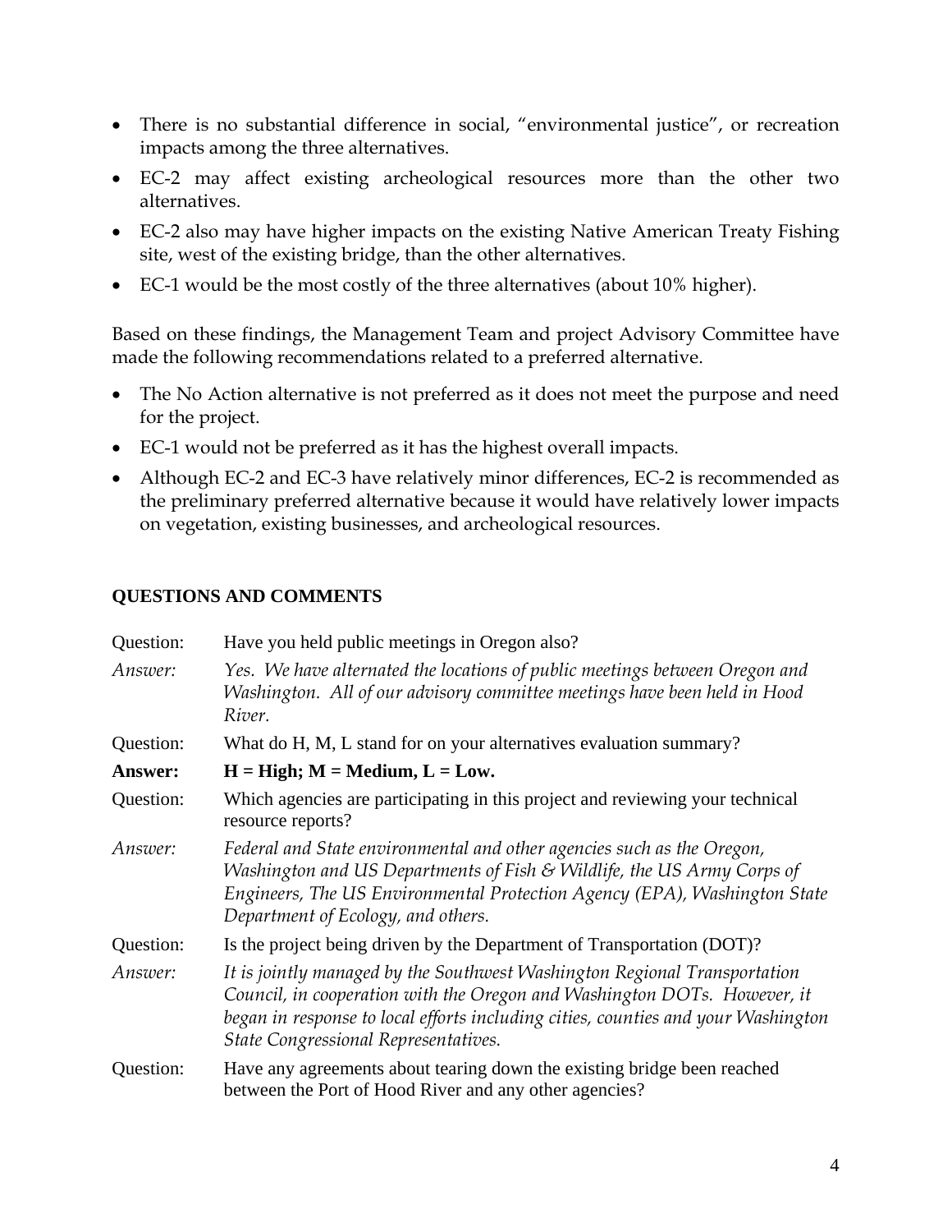- There is no substantial difference in social, "environmental justice", or recreation impacts among the three alternatives.
- EC-2 may affect existing archeological resources more than the other two alternatives.
- EC-2 also may have higher impacts on the existing Native American Treaty Fishing site, west of the existing bridge, than the other alternatives.
- EC-1 would be the most costly of the three alternatives (about 10% higher).

Based on these findings, the Management Team and project Advisory Committee have made the following recommendations related to a preferred alternative.

- The No Action alternative is not preferred as it does not meet the purpose and need for the project.
- EC-1 would not be preferred as it has the highest overall impacts.
- Although EC-2 and EC-3 have relatively minor differences, EC-2 is recommended as the preliminary preferred alternative because it would have relatively lower impacts on vegetation, existing businesses, and archeological resources.

## QUESTIONS AND COMMENTS

Question: Have you held public meetings in Oregon also?

*Answer: Yes. We have alternated the locations of public meetings between Oregon and Washington. All of our advisory committee meetings have been held in Hood River.*

Question: What do H, M, L stand for on your alternatives evaluation summary?

**Answer: H = High; M = Medium, L = Low.**

Question: Which agencies are participating in this project and reviewing your technical resource reports?

*Answer: Federal and State environmental and other agencies such as the Oregon, Washington and US Departments of Fish & Wildlife, the US Army Corps of Engineers, The US Environmental Protection Agency (EPA), Washington State Department of Ecology, and others.*

Question: Is the project being driven by the Department of Transportation (DOT)?

*Answer: It is jointly managed by the Southwest Washington Regional Transportation Council, in cooperation with the Oregon and Washington DOTs. However, it began in response to local efforts including cities, counties and your Washington State Congressional Representatives.*

Question: Have any agreements about tearing down the existing bridge been reached between the Port of Hood River and any other agencies?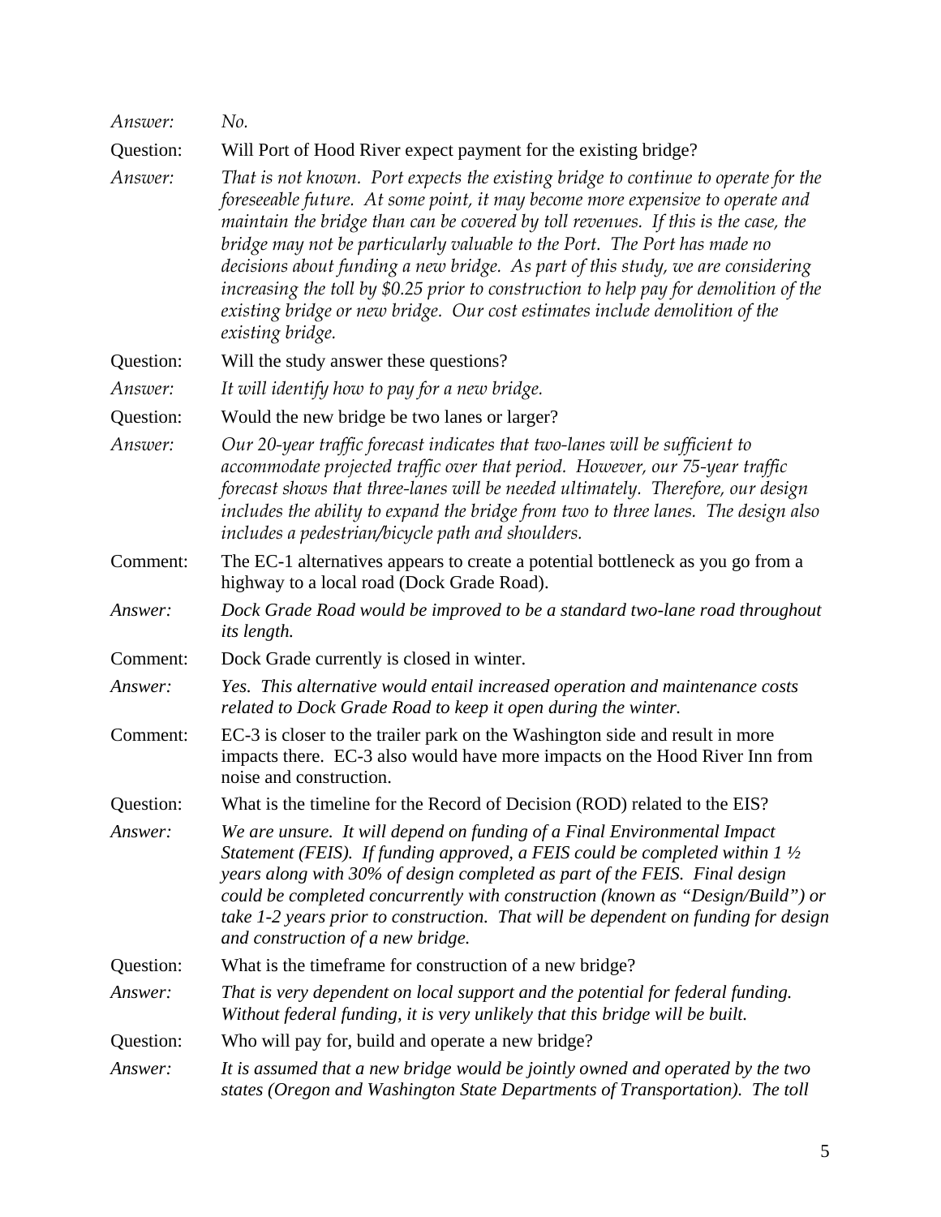*Answer:* *No.*

Question: Will Port of Hood River expect payment for the existing bridge?

*Answer:* *That is not known. Port expects the existing bridge to continue to operate for the foreseeable future. At some point, it may become more expensive to operate and maintain the bridge than can be covered by toll revenues. If this is the case, the bridge may not be particularly valuable to the Port. The Port has made no decisions about funding a new bridge. As part of this study, we are considering increasing the toll by $0.25 prior to construction to help pay for demolition of the existing bridge or new bridge. Our cost estimates include demolition of the existing bridge.*

Question: Will the study answer these questions?

*Answer:* *It will identify how to pay for a new bridge.*

Question: Would the new bridge be two lanes or larger?

*Answer:* *Our 20-year traffic forecast indicates that two-lanes will be sufficient to accommodate projected traffic over that period. However, our 75-year traffic forecast shows that three-lanes will be needed ultimately. Therefore, our design includes the ability to expand the bridge from two to three lanes. The design also includes a pedestrian/bicycle path and shoulders.*

Comment: The EC-1 alternatives appears to create a potential bottleneck as you go from a highway to a local road (Dock Grade Road).

*Answer:* *Dock Grade Road would be improved to be a standard two-lane road throughout its length.*

Comment: Dock Grade currently is closed in winter.

*Answer:* *Yes. This alternative would entail increased operation and maintenance costs related to Dock Grade Road to keep it open during the winter.*

Comment: EC-3 is closer to the trailer park on the Washington side and result in more impacts there. EC-3 also would have more impacts on the Hood River Inn from noise and construction.

Question: What is the timeline for the Record of Decision (ROD) related to the EIS?

*Answer:* *We are unsure. It will depend on funding of a Final Environmental Impact Statement (FEIS). If funding approved, a FEIS could be completed within 1 ½ years along with 30% of design completed as part of the FEIS. Final design could be completed concurrently with construction (known as "Design/Build") or take 1-2 years prior to construction. That will be dependent on funding for design and construction of a new bridge.*

Question: What is the timeframe for construction of a new bridge?

*Answer:* *That is very dependent on local support and the potential for federal funding. Without federal funding, it is very unlikely that this bridge will be built.*

Question: Who will pay for, build and operate a new bridge?

*Answer:* *It is assumed that a new bridge would be jointly owned and operated by the two states (Oregon and Washington State Departments of Transportation). The toll*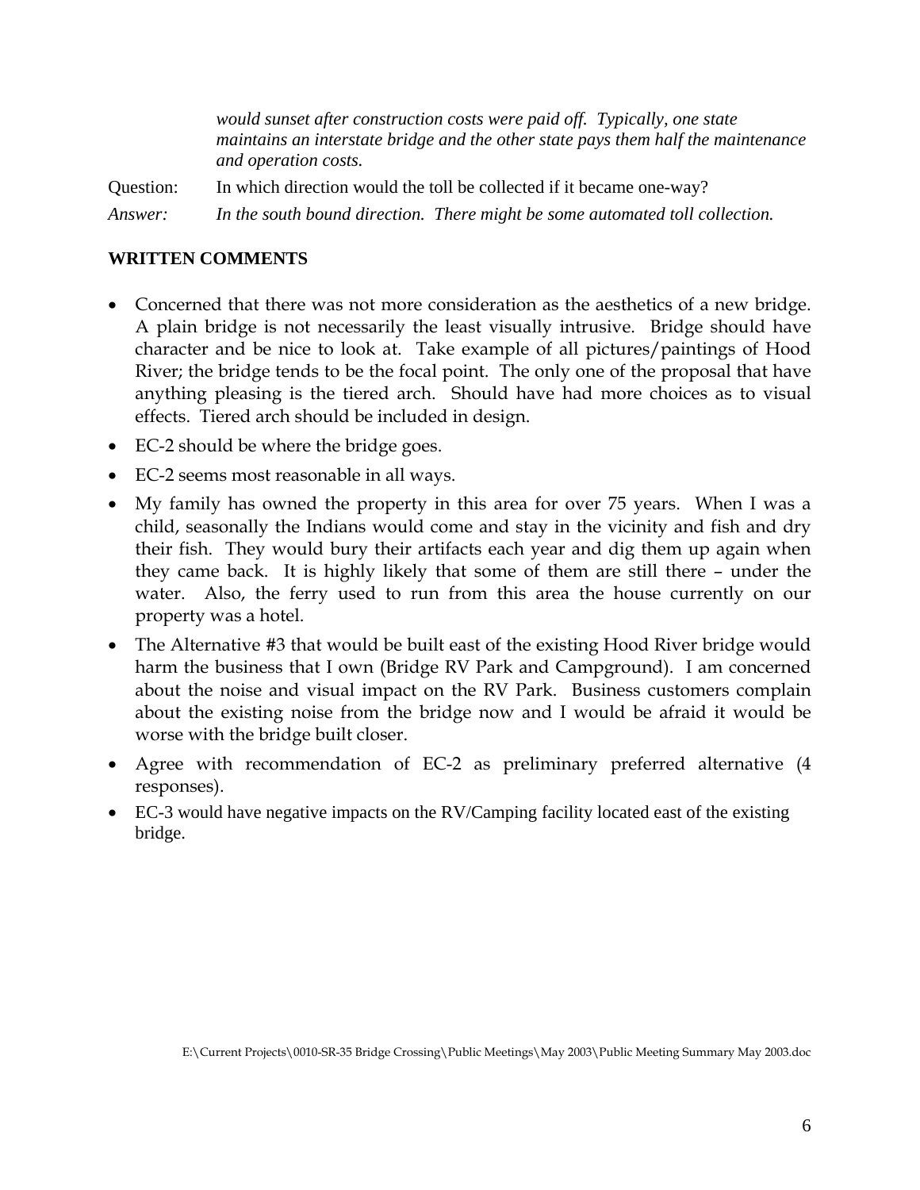*would sunset after construction costs were paid off. Typically, one state maintains an interstate bridge and the other state pays them half the maintenance and operation costs.*

Question: In which direction would the toll be collected if it became one-way?

*Answer: In the south bound direction. There might be some automated toll collection.*

**WRITTEN COMMENTS**

- Concerned that there was not more consideration as the aesthetics of a new bridge. A plain bridge is not necessarily the least visually intrusive. Bridge should have character and be nice to look at. Take example of all pictures/paintings of Hood River; the bridge tends to be the focal point. The only one of the proposal that have anything pleasing is the tiered arch. Should have had more choices as to visual effects. Tiered arch should be included in design.
- EC-2 should be where the bridge goes.
- EC-2 seems most reasonable in all ways.
- My family has owned the property in this area for over 75 years. When I was a child, seasonally the Indians would come and stay in the vicinity and fish and dry their fish. They would bury their artifacts each year and dig them up again when they came back. It is highly likely that some of them are still there – under the water. Also, the ferry used to run from this area the house currently on our property was a hotel.
- The Alternative #3 that would be built east of the existing Hood River bridge would harm the business that I own (Bridge RV Park and Campground). I am concerned about the noise and visual impact on the RV Park. Business customers complain about the existing noise from the bridge now and I would be afraid it would be worse with the bridge built closer.
- Agree with recommendation of EC-2 as preliminary preferred alternative (4 responses).
- EC-3 would have negative impacts on the RV/Camping facility located east of the existing bridge.